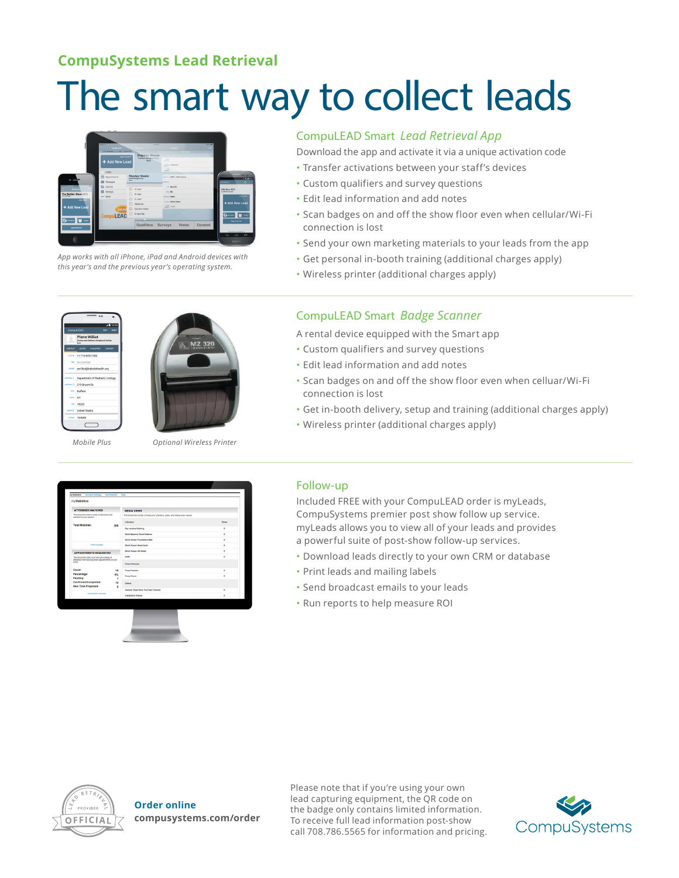## CompuSystems Lead Retrieval

# The smart way to collect leads

### CompuLEAD Smart *Lead Retrieval App*

Download the app and activate it via a unique activation code

- Transfer activations between your staff's devices
- Custom qualifiers and survey questions
- Edit lead information and add notes
- Scan badges on and off the show floor even when cellular/Wi-Fi connection is lost
- Send your own marketing materials to your leads from the app
- Get personal in-booth training (additional charges apply)
- Wireless printer (additional charges apply)

*App works with all iPhone, iPad and Android devices with this year's and the previous year's operating system.*

### CompuLEAD Smart *Badge Scanner*

A rental device equipped with the Smart app

- Custom qualifiers and survey questions
- Edit lead information and add notes
- Scan badges on and off the show floor even when celluar/Wi-Fi connection is lost
- Get in-booth delivery, setup and training (additional charges apply)
- Wireless printer (additional charges apply)

*Mobile Plus*

*Optional Wireless Printer*

### Follow-up

Included FREE with your CompuLEAD order is myLeads, CompuSystems premier post show follow up service. myLeads allows you to view all of your leads and provides a powerful suite of post-show follow-up services.

- Download leads directly to your own CRM or database
- Print leads and mailing labels
- Send broadcast emails to your leads
- Run reports to help measure ROI

**Order online**
**compusystems.com/order**

Please note that if you're using your own lead capturing equipment, the QR code on the badge only contains limited information. To receive full lead information post-show call 708.786.5565 for information and pricing.

CompuSystems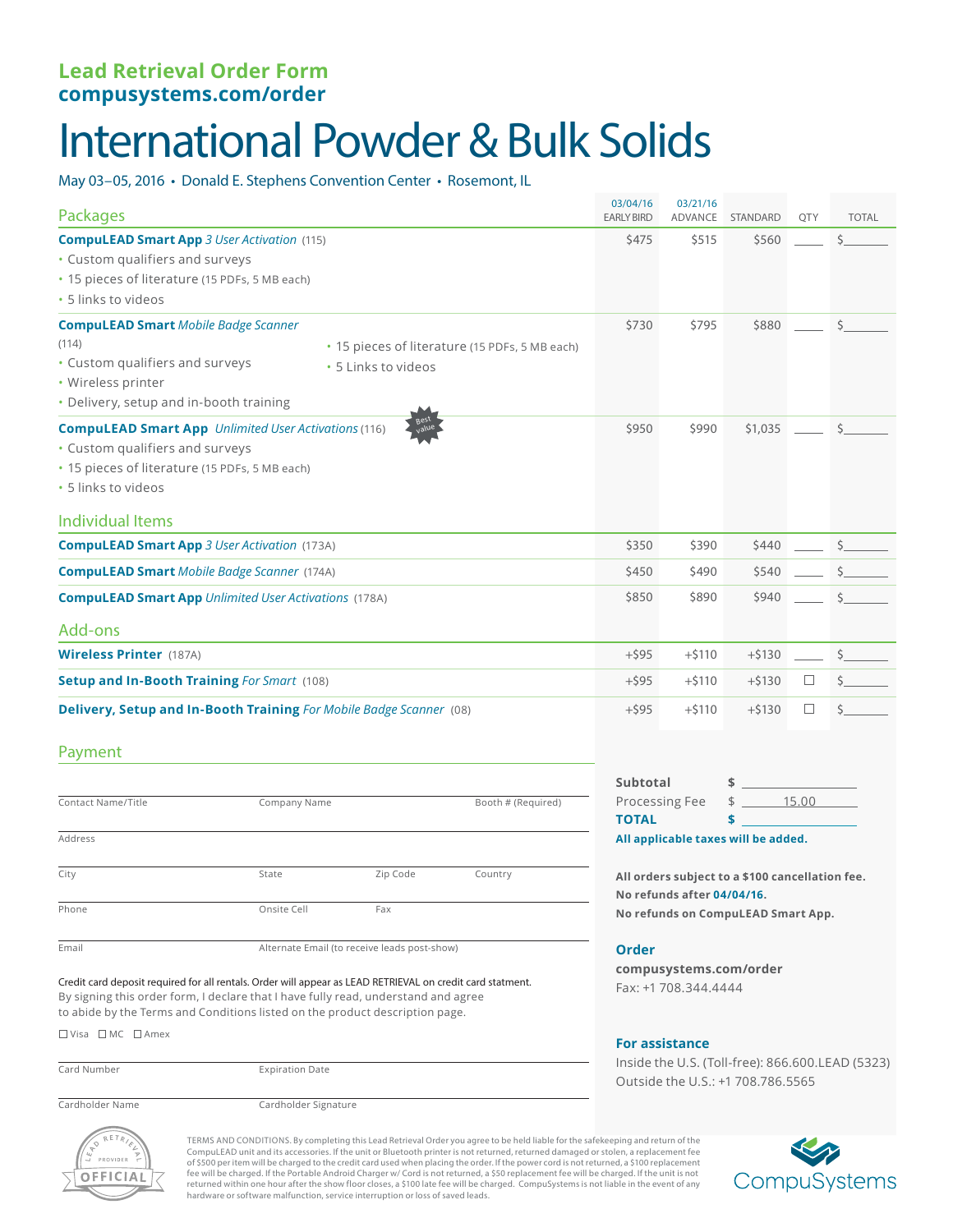## Lead Retrieval Order Form
## compusystems.com/order

# International Powder & Bulk Solids

May 03–05, 2016 • Donald E. Stephens Convention Center • Rosemont, IL

| Packages | 03/04/16 EARLY BIRD | 03/21/16 ADVANCE | STANDARD | QTY | TOTAL |
|---|---|---|---|---|---|
| **CompuLEAD Smart App** *3 User Activation* (115)<br>• Custom qualifiers and surveys<br>• 15 pieces of literature (15 PDFs, 5 MB each)<br>• 5 links to videos | $475 | $515 | $560 | ____ | $______ |
| **CompuLEAD Smart** *Mobile Badge Scanner* (114)<br>• Custom qualifiers and surveys<br>• Wireless printer<br>• Delivery, setup and in-booth training<br>• 15 pieces of literature (15 PDFs, 5 MB each)<br>• 5 Links to videos | $730 | $795 | $880 | ____ | $______ |
| **CompuLEAD Smart App** *Unlimited User Activations* (116) Best value<br>• Custom qualifiers and surveys<br>• 15 pieces of literature (15 PDFs, 5 MB each)<br>• 5 links to videos | $950 | $990 | $1,035 | ____ | $______ |
| **Individual Items** | | | | | |
| **CompuLEAD Smart App** *3 User Activation* (173A) | $350 | $390 | $440 | ____ | $______ |
| **CompuLEAD Smart** *Mobile Badge Scanner* (174A) | $450 | $490 | $540 | ____ | $______ |
| **CompuLEAD Smart App** *Unlimited User Activations* (178A) | $850 | $890 | $940 | ____ | $______ |
| **Add-ons** | | | | | |
| **Wireless Printer** (187A) | +$95 | +$110 | +$130 | ____ | $______ |
| **Setup and In-Booth Training** *For Smart* (108) | +$95 | +$110 | +$130 | ☐ | $______ |
| **Delivery, Setup and In-Booth Training** *For Mobile Badge Scanner* (08) | +$95 | +$110 | +$130 | ☐ | $______ |

## Payment

Contact Name/Title ____ Company Name ____ Booth # (Required) ____

Address ____

City ____ State ____ Zip Code ____ Country ____

Phone ____ Onsite Cell ____ Fax ____

Email ____ Alternate Email (to receive leads post-show) ____

Credit card deposit required for all rentals. Order will appear as LEAD RETRIEVAL on credit card statment.
By signing this order form, I declare that I have fully read, understand and agree to abide by the Terms and Conditions listed on the product description page.

☐ Visa ☐ MC ☐ Amex

Card Number ____ Expiration Date ____

Cardholder Name ____ Cardholder Signature ____

**Subtotal** $ ______
Processing Fee $ 15.00
**TOTAL** $ ______

**All applicable taxes will be added.**

**All orders subject to a $100 cancellation fee.**
**No refunds after 04/04/16.**
**No refunds on CompuLEAD Smart App.**

### Order

**compusystems.com/order**
Fax: +1 708.344.4444

### For assistance

Inside the U.S. (Toll-free): 866.600.LEAD (5323)
Outside the U.S.: +1 708.786.5565

LEAD RETRIEVAL PROVIDER OFFICIAL

TERMS AND CONDITIONS. By completing this Lead Retrieval Order you agree to be held liable for the safekeeping and return of the CompuLEAD unit and its accessories. If the unit or Bluetooth printer is not returned, returned damaged or stolen, a replacement fee of $500 per item will be charged to the credit card used when placing the order. If the power cord is not returned, a $100 replacement fee will be charged. If the Portable Android Charger w/ Cord is not returned, a $50 replacement fee will be charged. If the unit is not returned within one hour after the show floor closes, a $100 late fee will be charged. CompuSystems is not liable in the event of any hardware or software malfunction, service interruption or loss of saved leads.

CompuSystems